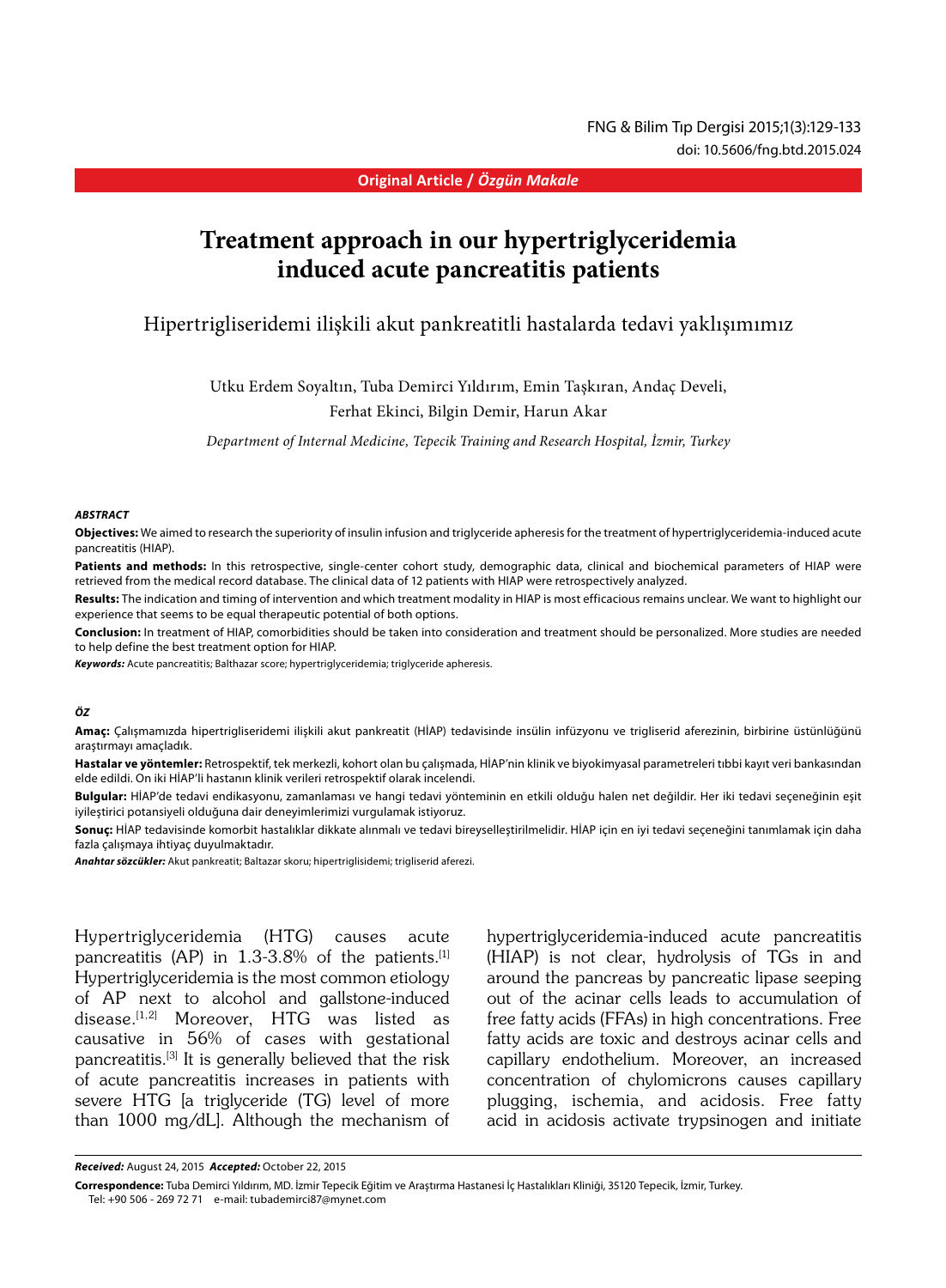**Original Article / *Özgün Makale***

# Treatment approach in our hypertriglyceridemia induced acute pancreatitis patients

## Hipertrigliseridemi ilişkili akut pankreatitli hastalarda tedavi yaklışımımız

Utku Erdem Soyaltın, Tuba Demirci Yıldırım, Emin Taşkıran, Andaç Develi, Ferhat Ekinci, Bilgin Demir, Harun Akar

*Department of Internal Medicine, Tepecik Training and Research Hospital, İzmir, Turkey*

***ABSTRACT***

**Objectives:** We aimed to research the superiority of insulin infusion and triglyceride apheresis for the treatment of hypertriglyceridemia-induced acute pancreatitis (HIAP).

**Patients and methods:** In this retrospective, single-center cohort study, demographic data, clinical and biochemical parameters of HIAP were retrieved from the medical record database. The clinical data of 12 patients with HIAP were retrospectively analyzed.

**Results:** The indication and timing of intervention and which treatment modality in HIAP is most efficacious remains unclear. We want to highlight our experience that seems to be equal therapeutic potential of both options.

**Conclusion:** In treatment of HIAP, comorbidities should be taken into consideration and treatment should be personalized. More studies are needed to help define the best treatment option for HIAP.

***Keywords:*** Acute pancreatitis; Balthazar score; hypertriglyceridemia; triglyceride apheresis.

***ÖZ***

**Amaç:** Çalışmamızda hipertrigliseridemi ilişkili akut pankreatit (HİAP) tedavisinde insülin infüzyonu ve trigliserid aferezinin, birbirine üstünlüğünü araştırmayı amaçladık.

**Hastalar ve yöntemler:** Retrospektif, tek merkezli, kohort olan bu çalışmada, HİAP'nin klinik ve biyokimyasal parametreleri tıbbi kayıt veri bankasından elde edildi. On iki HİAP'li hastanın klinik verileri retrospektif olarak incelendi.

**Bulgular:** HİAP'de tedavi endikasyonu, zamanlaması ve hangi tedavi yönteminin en etkili olduğu halen net değildir. Her iki tedavi seçeneğinin eşit iyileştirici potansiyeli olduğuna dair deneyimlerimizi vurgulamak istiyoruz.

**Sonuç:** HİAP tedavisinde komorbit hastalıklar dikkate alınmalı ve tedavi bireyselleştirilmelidir. HİAP için en iyi tedavi seçeneğini tanımlamak için daha fazla çalışmaya ihtiyaç duyulmaktadır.

***Anahtar sözcükler:*** Akut pankreatit; Baltazar skoru; hipertriglisidemi; trigliserid aferezi.

Hypertriglyceridemia (HTG) causes acute pancreatitis (AP) in 1.3-3.8% of the patients.[1] Hypertriglyceridemia is the most common etiology of AP next to alcohol and gallstone-induced disease.[1,2] Moreover, HTG was listed as causative in 56% of cases with gestational pancreatitis.[3] It is generally believed that the risk of acute pancreatitis increases in patients with severe HTG [a triglyceride (TG) level of more than 1000 mg/dL]. Although the mechanism of hypertriglyceridemia-induced acute pancreatitis (HIAP) is not clear, hydrolysis of TGs in and around the pancreas by pancreatic lipase seeping out of the acinar cells leads to accumulation of free fatty acids (FFAs) in high concentrations. Free fatty acids are toxic and destroys acinar cells and capillary endothelium. Moreover, an increased concentration of chylomicrons causes capillary plugging, ischemia, and acidosis. Free fatty acid in acidosis activate trypsinogen and initiate

***Received:*** August 24, 2015 ***Accepted:*** October 22, 2015

**Correspondence:** Tuba Demirci Yıldırım, MD. İzmir Tepecik Eğitim ve Araştırma Hastanesi İç Hastalıkları Kliniği, 35120 Tepecik, İzmir, Turkey.
Tel: +90 506 - 269 72 71 e-mail: tubademirci87@mynet.com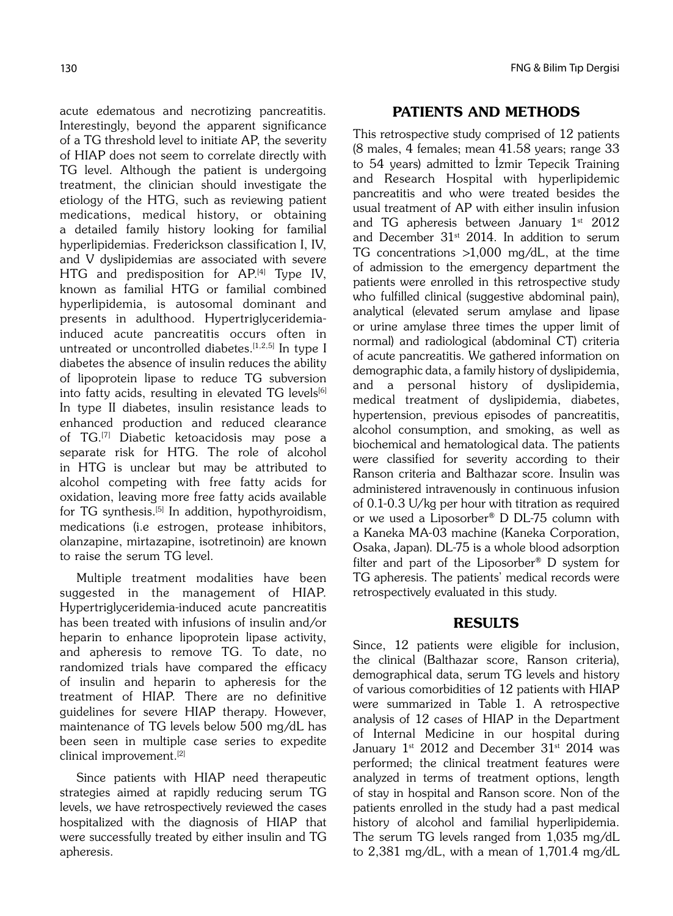acute edematous and necrotizing pancreatitis. Interestingly, beyond the apparent significance of a TG threshold level to initiate AP, the severity of HIAP does not seem to correlate directly with TG level. Although the patient is undergoing treatment, the clinician should investigate the etiology of the HTG, such as reviewing patient medications, medical history, or obtaining a detailed family history looking for familial hyperlipidemias. Frederickson classification I, IV, and V dyslipidemias are associated with severe HTG and predisposition for AP.[4] Type IV, known as familial HTG or familial combined hyperlipidemia, is autosomal dominant and presents in adulthood. Hypertriglyceridemia-induced acute pancreatitis occurs often in untreated or uncontrolled diabetes.[1,2,5] In type I diabetes the absence of insulin reduces the ability of lipoprotein lipase to reduce TG subversion into fatty acids, resulting in elevated TG levels[6] In type II diabetes, insulin resistance leads to enhanced production and reduced clearance of TG.[7] Diabetic ketoacidosis may pose a separate risk for HTG. The role of alcohol in HTG is unclear but may be attributed to alcohol competing with free fatty acids for oxidation, leaving more free fatty acids available for TG synthesis.[5] In addition, hypothyroidism, medications (i.e estrogen, protease inhibitors, olanzapine, mirtazapine, isotretinoin) are known to raise the serum TG level.

Multiple treatment modalities have been suggested in the management of HIAP. Hypertriglyceridemia-induced acute pancreatitis has been treated with infusions of insulin and/or heparin to enhance lipoprotein lipase activity, and apheresis to remove TG. To date, no randomized trials have compared the efficacy of insulin and heparin to apheresis for the treatment of HIAP. There are no definitive guidelines for severe HIAP therapy. However, maintenance of TG levels below 500 mg/dL has been seen in multiple case series to expedite clinical improvement.[2]

Since patients with HIAP need therapeutic strategies aimed at rapidly reducing serum TG levels, we have retrospectively reviewed the cases hospitalized with the diagnosis of HIAP that were successfully treated by either insulin and TG apheresis.

## PATIENTS AND METHODS

This retrospective study comprised of 12 patients (8 males, 4 females; mean 41.58 years; range 33 to 54 years) admitted to İzmir Tepecik Training and Research Hospital with hyperlipidemic pancreatitis and who were treated besides the usual treatment of AP with either insulin infusion and TG apheresis between January 1st 2012 and December 31st 2014. In addition to serum TG concentrations >1,000 mg/dL, at the time of admission to the emergency department the patients were enrolled in this retrospective study who fulfilled clinical (suggestive abdominal pain), analytical (elevated serum amylase and lipase or urine amylase three times the upper limit of normal) and radiological (abdominal CT) criteria of acute pancreatitis. We gathered information on demographic data, a family history of dyslipidemia, and a personal history of dyslipidemia, medical treatment of dyslipidemia, diabetes, hypertension, previous episodes of pancreatitis, alcohol consumption, and smoking, as well as biochemical and hematological data. The patients were classified for severity according to their Ranson criteria and Balthazar score. Insulin was administered intravenously in continuous infusion of 0.1-0.3 U/kg per hour with titration as required or we used a Liposorber® D DL-75 column with a Kaneka MA-03 machine (Kaneka Corporation, Osaka, Japan). DL-75 is a whole blood adsorption filter and part of the Liposorber® D system for TG apheresis. The patients' medical records were retrospectively evaluated in this study.

## RESULTS

Since, 12 patients were eligible for inclusion, the clinical (Balthazar score, Ranson criteria), demographical data, serum TG levels and history of various comorbidities of 12 patients with HIAP were summarized in Table 1. A retrospective analysis of 12 cases of HIAP in the Department of Internal Medicine in our hospital during January 1st 2012 and December 31st 2014 was performed; the clinical treatment features were analyzed in terms of treatment options, length of stay in hospital and Ranson score. Non of the patients enrolled in the study had a past medical history of alcohol and familial hyperlipidemia. The serum TG levels ranged from 1,035 mg/dL to 2,381 mg/dL, with a mean of 1,701.4 mg/dL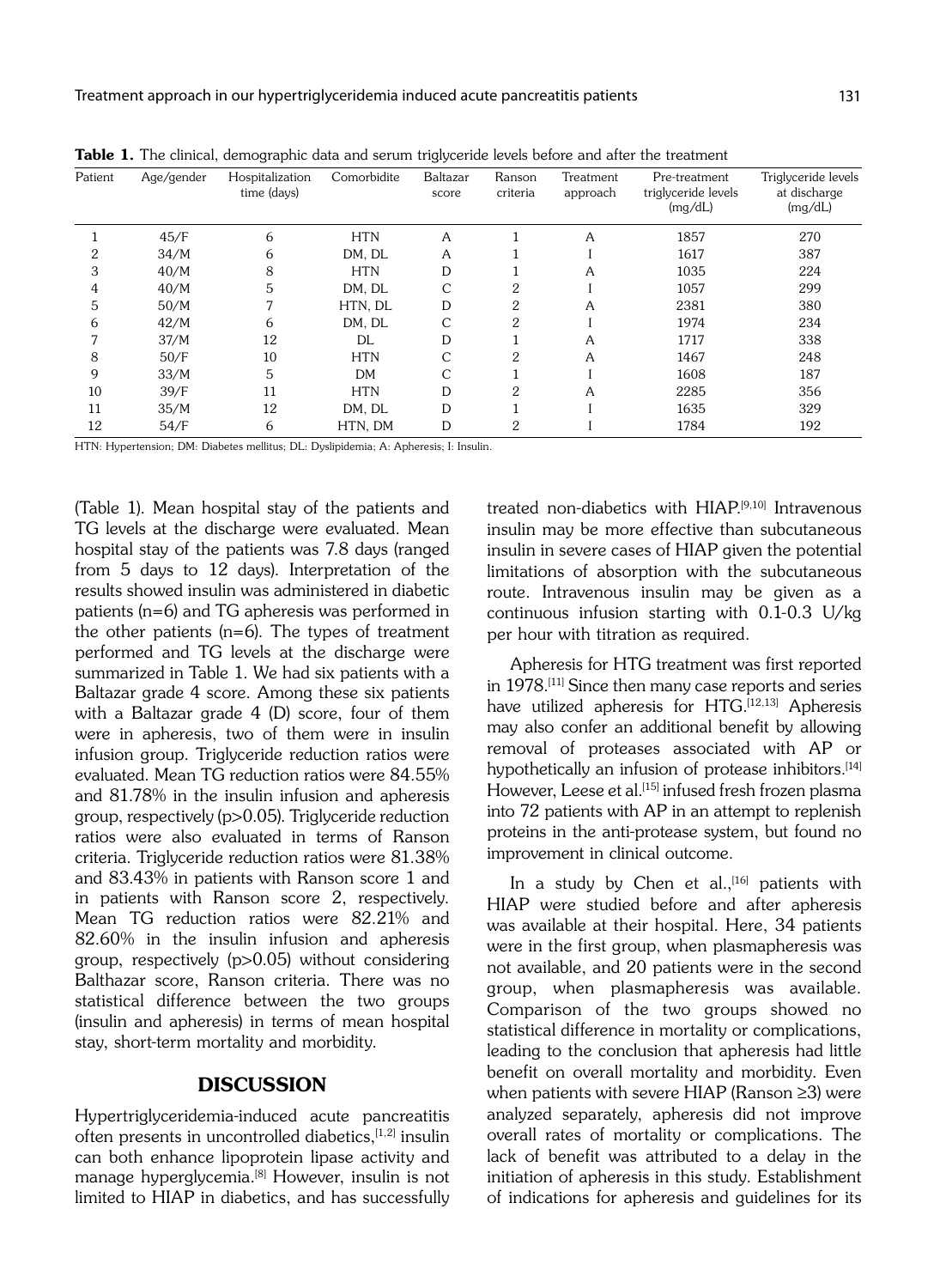**Table 1.** The clinical, demographic data and serum triglyceride levels before and after the treatment

| Patient | Age/gender | Hospitalization time (days) | Comorbidite | Baltazar score | Ranson criteria | Treatment approach | Pre-treatment triglyceride levels (mg/dL) | Triglyceride levels at discharge (mg/dL) |
|---|---|---|---|---|---|---|---|---|
| 1 | 45/F | 6 | HTN | A | 1 | A | 1857 | 270 |
| 2 | 34/M | 6 | DM, DL | A | 1 | I | 1617 | 387 |
| 3 | 40/M | 8 | HTN | D | 1 | A | 1035 | 224 |
| 4 | 40/M | 5 | DM, DL | C | 2 | I | 1057 | 299 |
| 5 | 50/M | 7 | HTN, DL | D | 2 | A | 2381 | 380 |
| 6 | 42/M | 6 | DM, DL | C | 2 | I | 1974 | 234 |
| 7 | 37/M | 12 | DL | D | 1 | A | 1717 | 338 |
| 8 | 50/F | 10 | HTN | C | 2 | A | 1467 | 248 |
| 9 | 33/M | 5 | DM | C | 1 | I | 1608 | 187 |
| 10 | 39/F | 11 | HTN | D | 2 | A | 2285 | 356 |
| 11 | 35/M | 12 | DM, DL | D | 1 | I | 1635 | 329 |
| 12 | 54/F | 6 | HTN, DM | D | 2 | I | 1784 | 192 |

HTN: Hypertension; DM: Diabetes mellitus; DL: Dyslipidemia; A: Apheresis; I: Insulin.

(Table 1). Mean hospital stay of the patients and TG levels at the discharge were evaluated. Mean hospital stay of the patients was 7.8 days (ranged from 5 days to 12 days). Interpretation of the results showed insulin was administered in diabetic patients (n=6) and TG apheresis was performed in the other patients (n=6). The types of treatment performed and TG levels at the discharge were summarized in Table 1. We had six patients with a Baltazar grade 4 score. Among these six patients with a Baltazar grade 4 (D) score, four of them were in apheresis, two of them were in insulin infusion group. Triglyceride reduction ratios were evaluated. Mean TG reduction ratios were 84.55% and 81.78% in the insulin infusion and apheresis group, respectively ($p>0.05$). Triglyceride reduction ratios were also evaluated in terms of Ranson criteria. Triglyceride reduction ratios were 81.38% and 83.43% in patients with Ranson score 1 and in patients with Ranson score 2, respectively. Mean TG reduction ratios were 82.21% and 82.60% in the insulin infusion and apheresis group, respectively ($p>0.05$) without considering Balthazar score, Ranson criteria. There was no statistical difference between the two groups (insulin and apheresis) in terms of mean hospital stay, short-term mortality and morbidity.

## DISCUSSION

Hypertriglyceridemia-induced acute pancreatitis often presents in uncontrolled diabetics,[1,2] insulin can both enhance lipoprotein lipase activity and manage hyperglycemia.[8] However, insulin is not limited to HIAP in diabetics, and has successfully treated non-diabetics with HIAP.[9,10] Intravenous insulin may be more effective than subcutaneous insulin in severe cases of HIAP given the potential limitations of absorption with the subcutaneous route. Intravenous insulin may be given as a continuous infusion starting with 0.1-0.3 U/kg per hour with titration as required.

Apheresis for HTG treatment was first reported in 1978.[11] Since then many case reports and series have utilized apheresis for HTG.[12,13] Apheresis may also confer an additional benefit by allowing removal of proteases associated with AP or hypothetically an infusion of protease inhibitors.[14] However, Leese et al.[15] infused fresh frozen plasma into 72 patients with AP in an attempt to replenish proteins in the anti-protease system, but found no improvement in clinical outcome.

In a study by Chen et al.,[16] patients with HIAP were studied before and after apheresis was available at their hospital. Here, 34 patients were in the first group, when plasmapheresis was not available, and 20 patients were in the second group, when plasmapheresis was available. Comparison of the two groups showed no statistical difference in mortality or complications, leading to the conclusion that apheresis had little benefit on overall mortality and morbidity. Even when patients with severe HIAP (Ranson ≥3) were analyzed separately, apheresis did not improve overall rates of mortality or complications. The lack of benefit was attributed to a delay in the initiation of apheresis in this study. Establishment of indications for apheresis and guidelines for its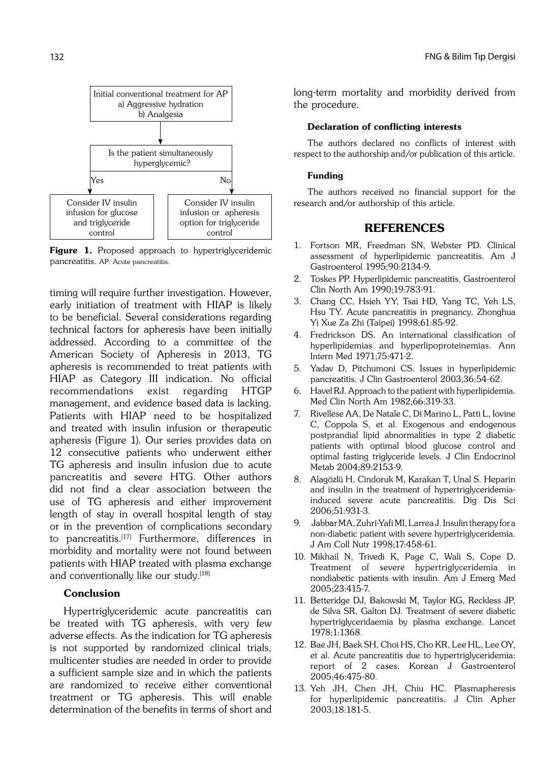Initial conventional treatment for AP
a) Aggressive hydration
b) Analgesia

Is the patient simultaneously hyperglycemic?

Yes: Consider IV insulin infusion for glucose and triglyceride control

No: Consider IV insulin infusion or apheresis option for triglyceride control

**Figure 1.** Proposed approach to hypertriglyceridemic pancreatitis. AP: Acute pancreatitis.

timing will require further investigation. However, early initiation of treatment with HIAP is likely to be beneficial. Several considerations regarding technical factors for apheresis have been initially addressed. According to a committee of the American Society of Apheresis in 2013, TG apheresis is recommended to treat patients with HIAP as Category III indication. No official recommendations exist regarding HTGP management, and evidence based data is lacking. Patients with HIAP need to be hospitalized and treated with insulin infusion or therapeutic apheresis (Figure 1). Our series provides data on 12 consecutive patients who underwent either TG apheresis and insulin infusion due to acute pancreatitis and severe HTG. Other authors did not find a clear association between the use of TG apheresis and either improvement length of stay in overall hospital length of stay or in the prevention of complications secondary to pancreatitis.[17] Furthermore, differences in morbidity and mortality were not found between patients with HIAP treated with plasma exchange and conventionally like our study.[18]

## Conclusion

Hypertriglyceridemic acute pancreatitis can be treated with TG apheresis, with very few adverse effects. As the indication for TG apheresis is not supported by randomized clinical trials, multicenter studies are needed in order to provide a sufficient sample size and in which the patients are randomized to receive either conventional treatment or TG apheresis. This will enable determination of the benefits in terms of short and long-term mortality and morbidity derived from the procedure.

### Declaration of conflicting interests

The authors declared no conflicts of interest with respect to the authorship and/or publication of this article.

### Funding

The authors received no financial support for the research and/or authorship of this article.

## REFERENCES

1. Fortson MR, Freedman SN, Webster PD. Clinical assessment of hyperlipidemic pancreatitis. Am J Gastroenterol 1995;90:2134-9.
2. Toskes PP. Hyperlipidemic pancreatitis. Gastroenterol Clin North Am 1990;19:783-91.
3. Chang CC, Hsieh YY, Tsai HD, Yang TC, Yeh LS, Hsu TY. Acute pancreatitis in pregnancy. Zhonghua Yi Xue Za Zhi (Taipei) 1998;61:85-92.
4. Fredrickson DS. An international classification of hyperlipidemias and hyperlipoproteinemias. Ann Intern Med 1971;75:471-2.
5. Yadav D, Pitchumoni CS. Issues in hyperlipidemic pancreatitis. J Clin Gastroenterol 2003;36:54-62.
6. Havel RJ. Approach to the patient with hyperlipidemia. Med Clin North Am 1982;66:319-33.
7. Rivellese AA, De Natale C, Di Marino L, Patti L, Iovine C, Coppola S, et al. Exogenous and endogenous postprandial lipid abnormalities in type 2 diabetic patients with optimal blood glucose control and optimal fasting triglyceride levels. J Clin Endocrinol Metab 2004;89:2153-9.
8. Alagözlü H, Cindoruk M, Karakan T, Unal S. Heparin and insulin in the treatment of hypertriglyceridemia-induced severe acute pancreatitis. Dig Dis Sci 2006;51:931-3.
9. Jabbar MA, Zuhri-Yafi MI, Larrea J. Insulin therapy for a non-diabetic patient with severe hypertriglyceridemia. J Am Coll Nutr 1998;17:458-61.
10. Mikhail N, Trivedi K, Page C, Wali S, Cope D. Treatment of severe hypertriglyceridemia in nondiabetic patients with insulin. Am J Emerg Med 2005;23:415-7.
11. Betteridge DJ, Bakowski M, Taylor KG, Reckless JP, de Silva SR, Galton DJ. Treatment of severe diabetic hypertriglyceridaemia by plasma exchange. Lancet 1978;1:1368.
12. Bae JH, Baek SH, Choi HS, Cho KR, Lee HL, Lee OY, et al. Acute pancreatitis due to hypertriglyceridemia: report of 2 cases. Korean J Gastroenterol 2005;46:475-80.
13. Yeh JH, Chen JH, Chiu HC. Plasmapheresis for hyperlipidemic pancreatitis. J Clin Apher 2003;18:181-5.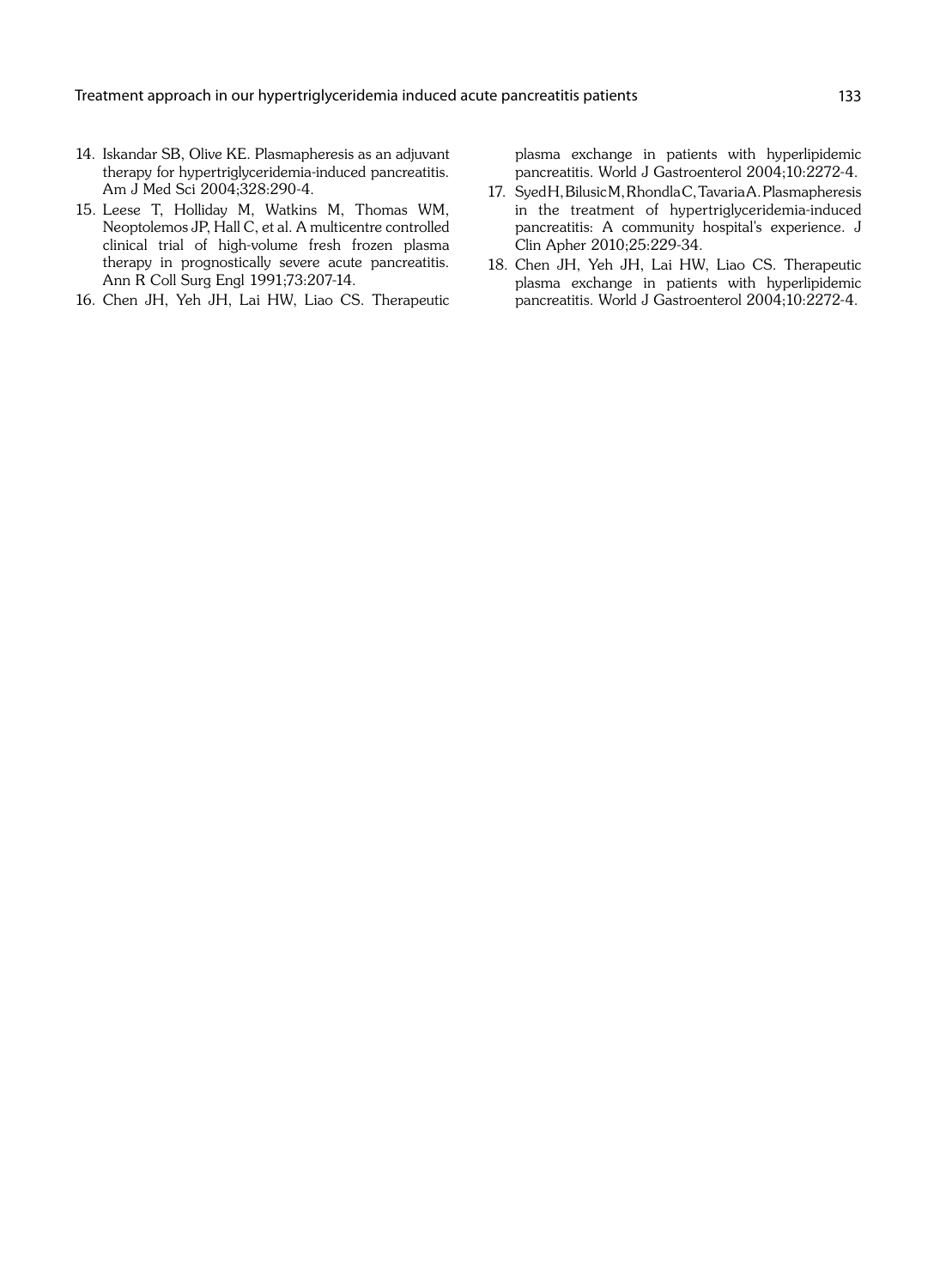14. Iskandar SB, Olive KE. Plasmapheresis as an adjuvant therapy for hypertriglyceridemia-induced pancreatitis. Am J Med Sci 2004;328:290-4.
15. Leese T, Holliday M, Watkins M, Thomas WM, Neoptolemos JP, Hall C, et al. A multicentre controlled clinical trial of high-volume fresh frozen plasma therapy in prognostically severe acute pancreatitis. Ann R Coll Surg Engl 1991;73:207-14.
16. Chen JH, Yeh JH, Lai HW, Liao CS. Therapeutic plasma exchange in patients with hyperlipidemic pancreatitis. World J Gastroenterol 2004;10:2272-4.
17. Syed H, Bilusic M, Rhondla C, Tavaria A. Plasmapheresis in the treatment of hypertriglyceridemia-induced pancreatitis: A community hospital's experience. J Clin Apher 2010;25:229-34.
18. Chen JH, Yeh JH, Lai HW, Liao CS. Therapeutic plasma exchange in patients with hyperlipidemic pancreatitis. World J Gastroenterol 2004;10:2272-4.